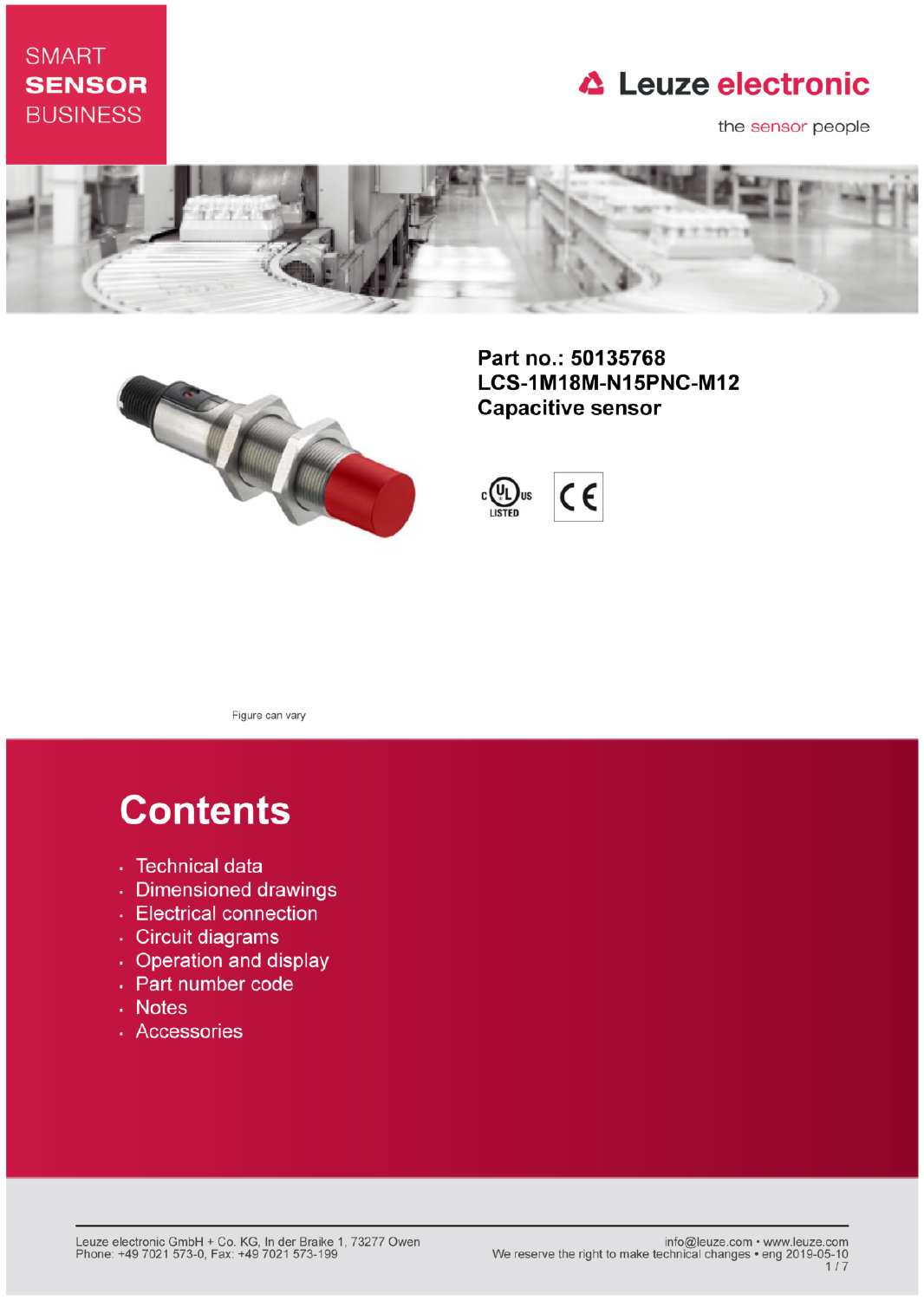SMART
**SENSOR**
BUSINESS

Leuze electronic

the sensor people

**Part no.: 50135768**
**LCS-1M18M-N15PNC-M12**
**Capacitive sensor**

Figure can vary

# Contents

- Technical data
- Dimensioned drawings
- Electrical connection
- Circuit diagrams
- Operation and display
- Part number code
- Notes
- Accessories

Leuze electronic GmbH + Co. KG, In der Braike 1, 73277 Owen
Phone: +49 7021 573-0, Fax: +49 7021 573-199

info@leuze.com • www.leuze.com
We reserve the right to make technical changes • eng 2019-05-10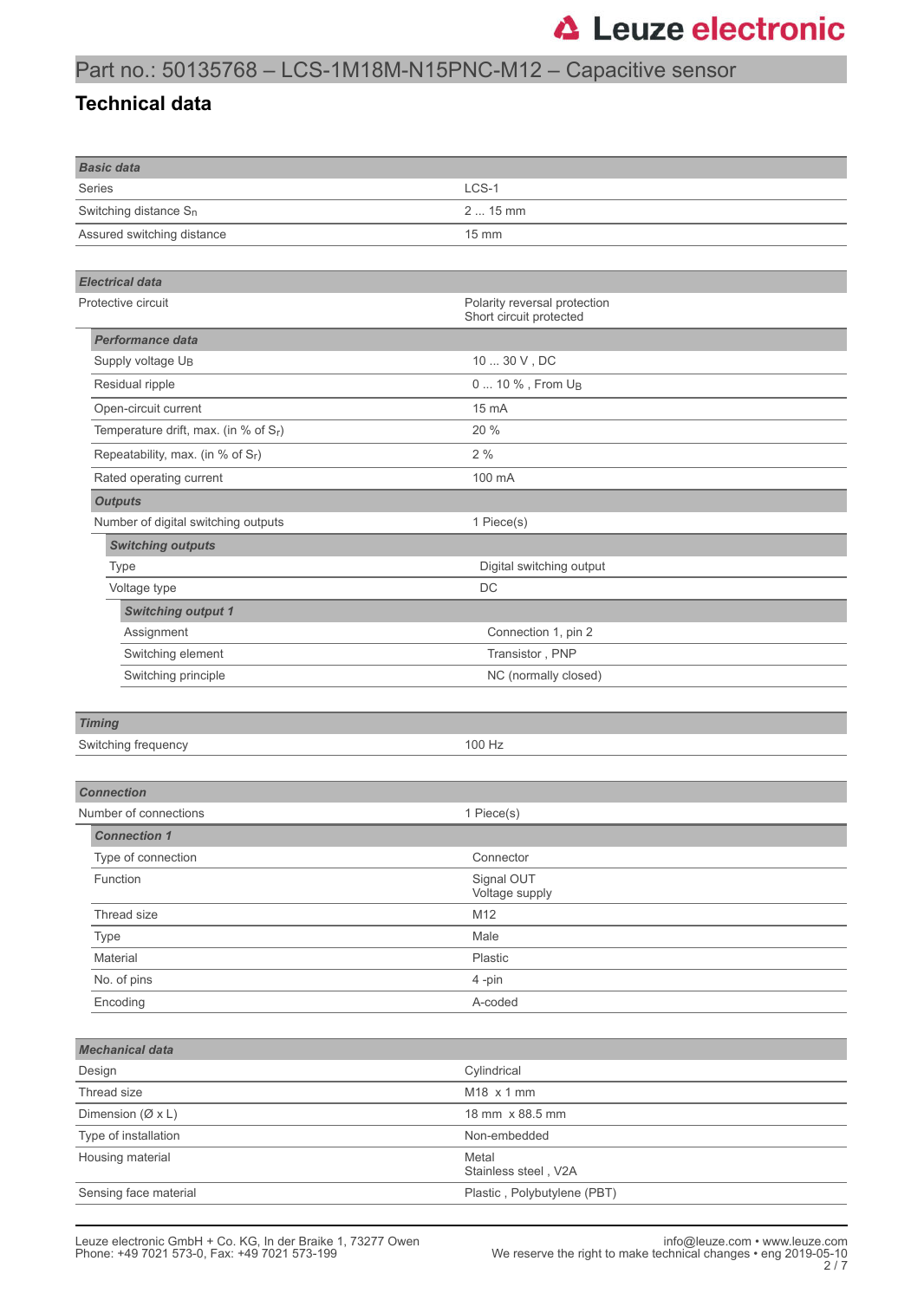## Part no.: 50135768 – LCS-1M18M-N15PNC-M12 – Capacitive sensor

# Technical data

| **Basic data** | |
|---|---|
| Series | LCS-1 |
| Switching distance $S_n$ | 2 ... 15 mm |
| Assured switching distance | 15 mm |

| **Electrical data** | |
|---|---|
| Protective circuit | Polarity reversal protection<br>Short circuit protected |
| ***Performance data*** | |
| Supply voltage $U_B$ | 10 ... 30 V , DC |
| Residual ripple | 0 ... 10 % , From $U_B$ |
| Open-circuit current | 15 mA |
| Temperature drift, max. (in % of $S_r$) | 20 % |
| Repeatability, max. (in % of $S_r$) | 2 % |
| Rated operating current | 100 mA |
| ***Outputs*** | |
| Number of digital switching outputs | 1 Piece(s) |
| ***Switching outputs*** | |
| Type | Digital switching output |
| Voltage type | DC |
| ***Switching output 1*** | |
| Assignment | Connection 1, pin 2 |
| Switching element | Transistor , PNP |
| Switching principle | NC (normally closed) |

| **Timing** | |
|---|---|
| Switching frequency | 100 Hz |

| **Connection** | |
|---|---|
| Number of connections | 1 Piece(s) |
| ***Connection 1*** | |
| Type of connection | Connector |
| Function | Signal OUT<br>Voltage supply |
| Thread size | M12 |
| Type | Male |
| Material | Plastic |
| No. of pins | 4 -pin |
| Encoding | A-coded |

| **Mechanical data** | |
|---|---|
| Design | Cylindrical |
| Thread size | M18 x 1 mm |
| Dimension (Ø x L) | 18 mm x 88.5 mm |
| Type of installation | Non-embedded |
| Housing material | Metal<br>Stainless steel , V2A |
| Sensing face material | Plastic , Polybutylene (PBT) |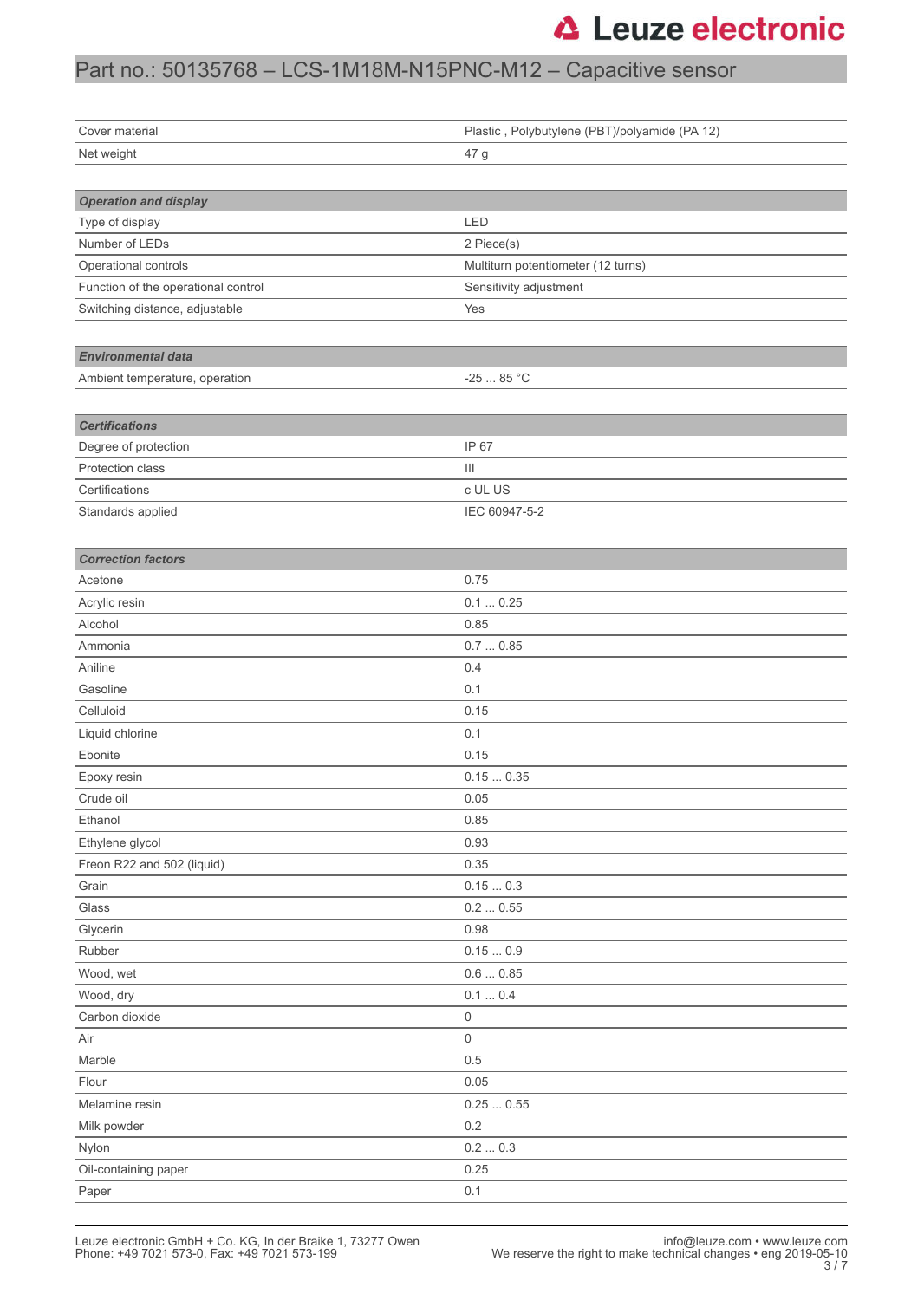# Part no.: 50135768 – LCS-1M18M-N15PNC-M12 – Capacitive sensor

| | |
|---|---|
| Cover material | Plastic , Polybutylene (PBT)/polyamide (PA 12) |
| Net weight | 47 g |

| ***Operation and display*** | |
|---|---|
| Type of display | LED |
| Number of LEDs | 2 Piece(s) |
| Operational controls | Multiturn potentiometer (12 turns) |
| Function of the operational control | Sensitivity adjustment |
| Switching distance, adjustable | Yes |

| ***Environmental data*** | |
|---|---|
| Ambient temperature, operation | -25 ... 85 °C |

| ***Certifications*** | |
|---|---|
| Degree of protection | IP 67 |
| Protection class | III |
| Certifications | c UL US |
| Standards applied | IEC 60947-5-2 |

| ***Correction factors*** | |
|---|---|
| Acetone | 0.75 |
| Acrylic resin | 0.1 ... 0.25 |
| Alcohol | 0.85 |
| Ammonia | 0.7 ... 0.85 |
| Aniline | 0.4 |
| Gasoline | 0.1 |
| Celluloid | 0.15 |
| Liquid chlorine | 0.1 |
| Ebonite | 0.15 |
| Epoxy resin | 0.15 ... 0.35 |
| Crude oil | 0.05 |
| Ethanol | 0.85 |
| Ethylene glycol | 0.93 |
| Freon R22 and 502 (liquid) | 0.35 |
| Grain | 0.15 ... 0.3 |
| Glass | 0.2 ... 0.55 |
| Glycerin | 0.98 |
| Rubber | 0.15 ... 0.9 |
| Wood, wet | 0.6 ... 0.85 |
| Wood, dry | 0.1 ... 0.4 |
| Carbon dioxide | 0 |
| Air | 0 |
| Marble | 0.5 |
| Flour | 0.05 |
| Melamine resin | 0.25 ... 0.55 |
| Milk powder | 0.2 |
| Nylon | 0.2 ... 0.3 |
| Oil-containing paper | 0.25 |
| Paper | 0.1 |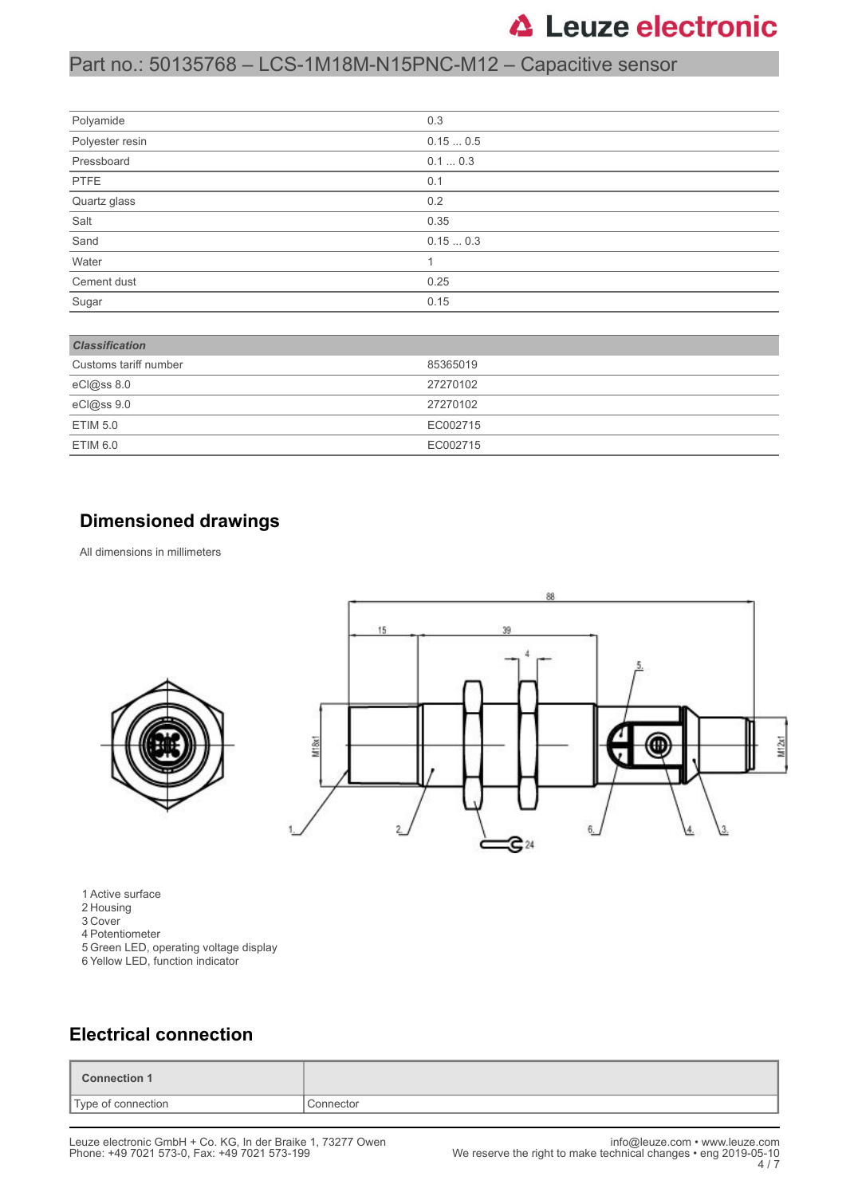| | |
|---|---|
| Polyamide | 0.3 |
| Polyester resin | 0.15 ... 0.5 |
| Pressboard | 0.1 ... 0.3 |
| PTFE | 0.1 |
| Quartz glass | 0.2 |
| Salt | 0.35 |
| Sand | 0.15 ... 0.3 |
| Water | 1 |
| Cement dust | 0.25 |
| Sugar | 0.15 |

| ***Classification*** | |
|---|---|
| Customs tariff number | 85365019 |
| eCl@ss 8.0 | 27270102 |
| eCl@ss 9.0 | 27270102 |
| ETIM 5.0 | EC002715 |
| ETIM 6.0 | EC002715 |

## Dimensioned drawings

All dimensions in millimeters

1 Active surface
2 Housing
3 Cover
4 Potentiometer
5 Green LED, operating voltage display
6 Yellow LED, function indicator

## Electrical connection

| **Connection 1** | |
|---|---|
| Type of connection | Connector |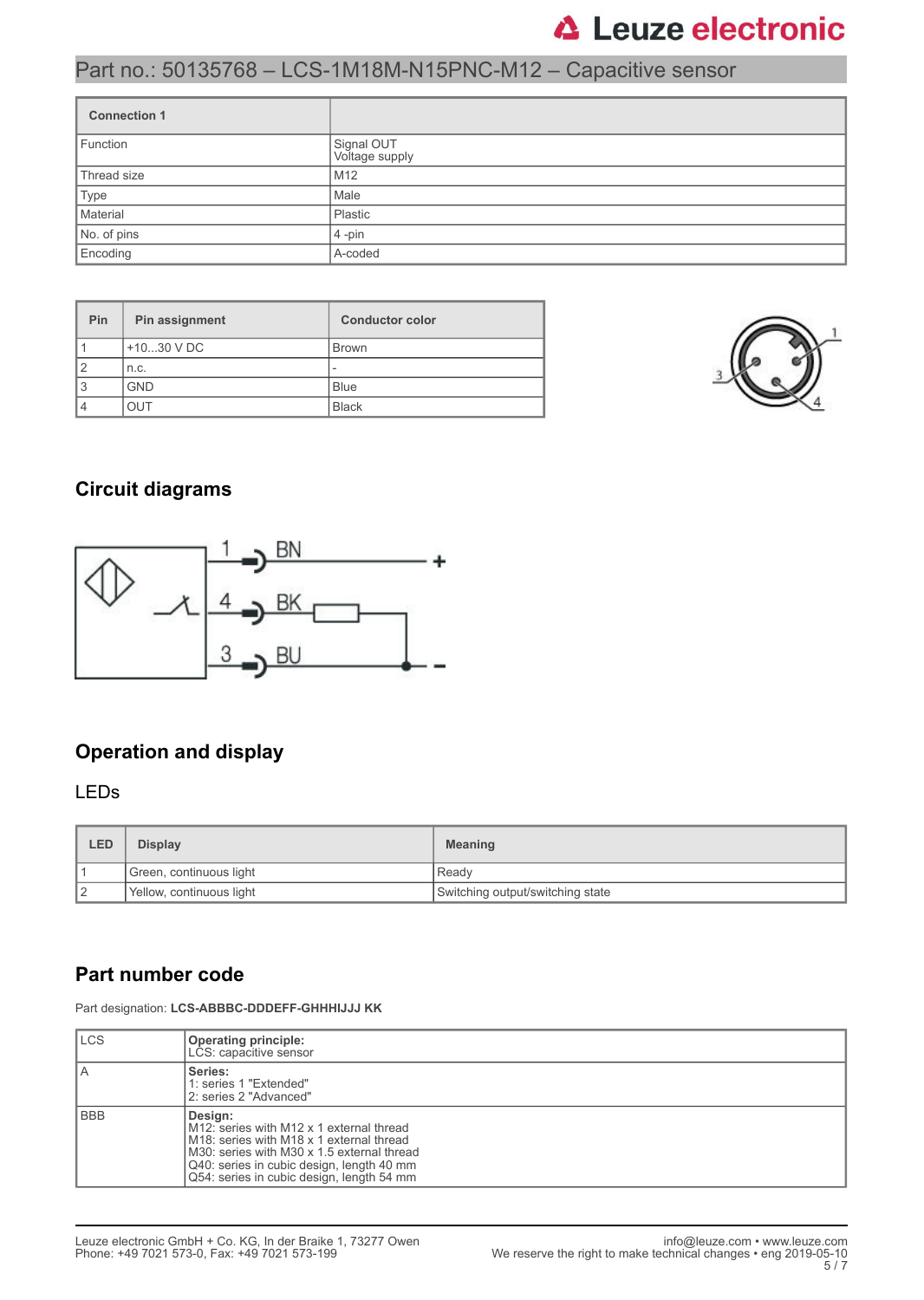# Part no.: 50135768 – LCS-1M18M-N15PNC-M12 – Capacitive sensor

| Connection 1 | |
|---|---|
| Function | Signal OUT<br>Voltage supply |
| Thread size | M12 |
| Type | Male |
| Material | Plastic |
| No. of pins | 4 -pin |
| Encoding | A-coded |

| Pin | Pin assignment | Conductor color |
|---|---|---|
| 1 | +10...30 V DC | Brown |
| 2 | n.c. | - |
| 3 | GND | Blue |
| 4 | OUT | Black |

## Circuit diagrams

## Operation and display

### LEDs

| LED | Display | Meaning |
|---|---|---|
| 1 | Green, continuous light | Ready |
| 2 | Yellow, continuous light | Switching output/switching state |

## Part number code

Part designation: **LCS-ABBBC-DDDEFF-GHHHIJJJ KK**

| | |
|---|---|
| LCS | **Operating principle:**<br>LCS: capacitive sensor |
| A | **Series:**<br>1: series 1 "Extended"<br>2: series 2 "Advanced" |
| BBB | **Design:**<br>M12: series with M12 x 1 external thread<br>M18: series with M18 x 1 external thread<br>M30: series with M30 x 1.5 external thread<br>Q40: series in cubic design, length 40 mm<br>Q54: series in cubic design, length 54 mm |

Leuze electronic GmbH + Co. KG, In der Braike 1, 73277 Owen
Phone: +49 7021 573-0, Fax: +49 7021 573-199

info@leuze.com • www.leuze.com
We reserve the right to make technical changes • eng 2019-05-10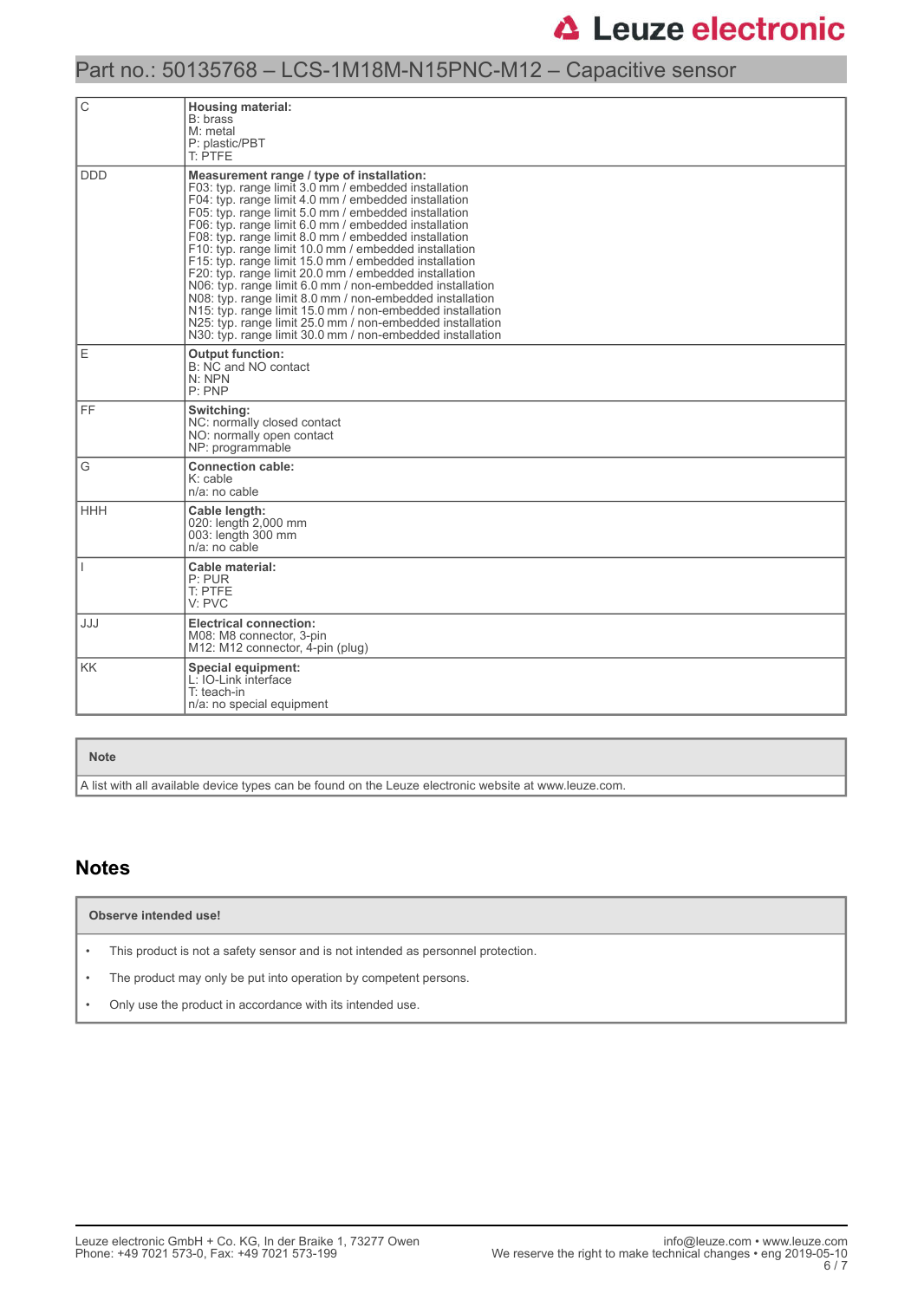| | |
|---|---|
| C | **Housing material:**<br>B: brass<br>M: metal<br>P: plastic/PBT<br>T: PTFE |
| DDD | **Measurement range / type of installation:**<br>F03: typ. range limit 3.0 mm / embedded installation<br>F04: typ. range limit 4.0 mm / embedded installation<br>F05: typ. range limit 5.0 mm / embedded installation<br>F06: typ. range limit 6.0 mm / embedded installation<br>F08: typ. range limit 8.0 mm / embedded installation<br>F10: typ. range limit 10.0 mm / embedded installation<br>F15: typ. range limit 15.0 mm / embedded installation<br>F20: typ. range limit 20.0 mm / embedded installation<br>N06: typ. range limit 6.0 mm / non-embedded installation<br>N08: typ. range limit 8.0 mm / non-embedded installation<br>N15: typ. range limit 15.0 mm / non-embedded installation<br>N25: typ. range limit 25.0 mm / non-embedded installation<br>N30: typ. range limit 30.0 mm / non-embedded installation |
| E | **Output function:**<br>B: NC and NO contact<br>N: NPN<br>P: PNP |
| FF | **Switching:**<br>NC: normally closed contact<br>NO: normally open contact<br>NP: programmable |
| G | **Connection cable:**<br>K: cable<br>n/a: no cable |
| HHH | **Cable length:**<br>020: length 2,000 mm<br>003: length 300 mm<br>n/a: no cable |
| I | **Cable material:**<br>P: PUR<br>T: PTFE<br>V: PVC |
| JJJ | **Electrical connection:**<br>M08: M8 connector, 3-pin<br>M12: M12 connector, 4-pin (plug) |
| KK | **Special equipment:**<br>L: IO-Link interface<br>T: teach-in<br>n/a: no special equipment |

| Note |
|---|
| A list with all available device types can be found on the Leuze electronic website at www.leuze.com. |

## Notes

| Observe intended use! |
|---|
| • This product is not a safety sensor and is not intended as personnel protection.<br>• The product may only be put into operation by competent persons.<br>• Only use the product in accordance with its intended use. |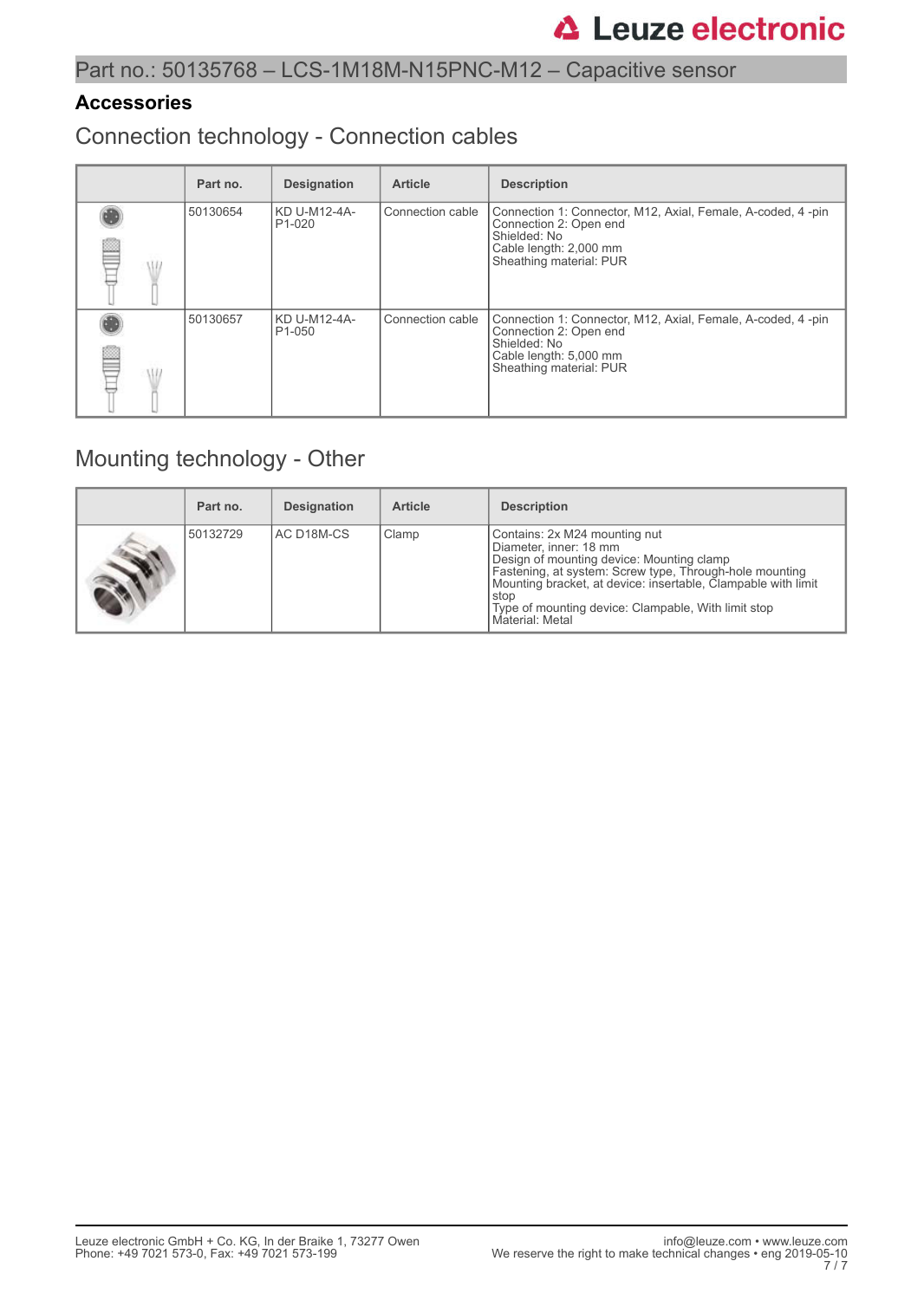## Accessories

### Connection technology - Connection cables

| | Part no. | Designation | Article | Description |
|---|---|---|---|---|
| | 50130654 | KD U-M12-4A-P1-020 | Connection cable | Connection 1: Connector, M12, Axial, Female, A-coded, 4 -pin<br>Connection 2: Open end<br>Shielded: No<br>Cable length: 2,000 mm<br>Sheathing material: PUR |
| | 50130657 | KD U-M12-4A-P1-050 | Connection cable | Connection 1: Connector, M12, Axial, Female, A-coded, 4 -pin<br>Connection 2: Open end<br>Shielded: No<br>Cable length: 5,000 mm<br>Sheathing material: PUR |

### Mounting technology - Other

| | Part no. | Designation | Article | Description |
|---|---|---|---|---|
| | 50132729 | AC D18M-CS | Clamp | Contains: 2x M24 mounting nut<br>Diameter, inner: 18 mm<br>Design of mounting device: Mounting clamp<br>Fastening, at system: Screw type, Through-hole mounting<br>Mounting bracket, at device: insertable, Clampable with limit stop<br>Type of mounting device: Clampable, With limit stop<br>Material: Metal |

Leuze electronic GmbH + Co. KG, In der Braike 1, 73277 Owen
Phone: +49 7021 573-0, Fax: +49 7021 573-199

info@leuze.com • www.leuze.com
We reserve the right to make technical changes • eng 2019-05-10